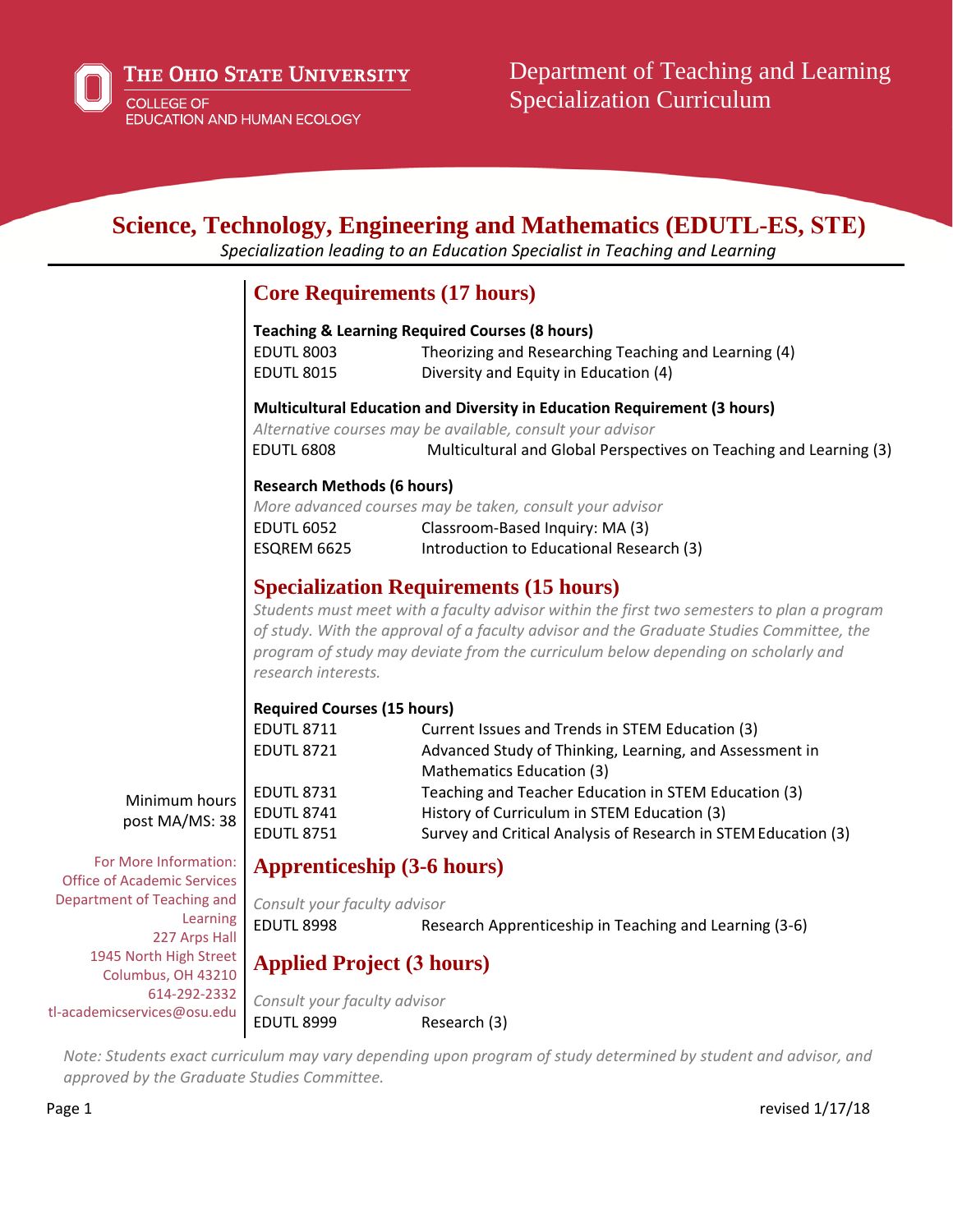The Ohio State University
College of Education and Human Ecology

Department of Teaching and Learning
Specialization Curriculum

# Science, Technology, Engineering and Mathematics (EDUTL-ES, STE)

*Specialization leading to an Education Specialist in Teaching and Learning*

## Core Requirements (17 hours)

**Teaching & Learning Required Courses (8 hours)**

| | |
|---|---|
| EDUTL 8003 | Theorizing and Researching Teaching and Learning (4) |
| EDUTL 8015 | Diversity and Equity in Education (4) |

**Multicultural Education and Diversity in Education Requirement (3 hours)**

*Alternative courses may be available, consult your advisor*

| | |
|---|---|
| EDUTL 6808 | Multicultural and Global Perspectives on Teaching and Learning (3) |

**Research Methods (6 hours)**

*More advanced courses may be taken, consult your advisor*

| | |
|---|---|
| EDUTL 6052 | Classroom-Based Inquiry: MA (3) |
| ESQREM 6625 | Introduction to Educational Research (3) |

## Specialization Requirements (15 hours)

*Students must meet with a faculty advisor within the first two semesters to plan a program of study. With the approval of a faculty advisor and the Graduate Studies Committee, the program of study may deviate from the curriculum below depending on scholarly and research interests.*

**Required Courses (15 hours)**

| | |
|---|---|
| EDUTL 8711 | Current Issues and Trends in STEM Education (3) |
| EDUTL 8721 | Advanced Study of Thinking, Learning, and Assessment in Mathematics Education (3) |
| EDUTL 8731 | Teaching and Teacher Education in STEM Education (3) |
| EDUTL 8741 | History of Curriculum in STEM Education (3) |
| EDUTL 8751 | Survey and Critical Analysis of Research in STEM Education (3) |

Minimum hours post MA/MS: 38

## Apprenticeship (3-6 hours)

*Consult your faculty advisor*

| | |
|---|---|
| EDUTL 8998 | Research Apprenticeship in Teaching and Learning (3-6) |

## Applied Project (3 hours)

*Consult your faculty advisor*

| | |
|---|---|
| EDUTL 8999 | Research (3) |

For More Information:
Office of Academic Services
Department of Teaching and Learning
227 Arps Hall
1945 North High Street
Columbus, OH 43210
614-292-2332
tl-academicservices@osu.edu

*Note: Students exact curriculum may vary depending upon program of study determined by student and advisor, and approved by the Graduate Studies Committee.*

revised 1/17/18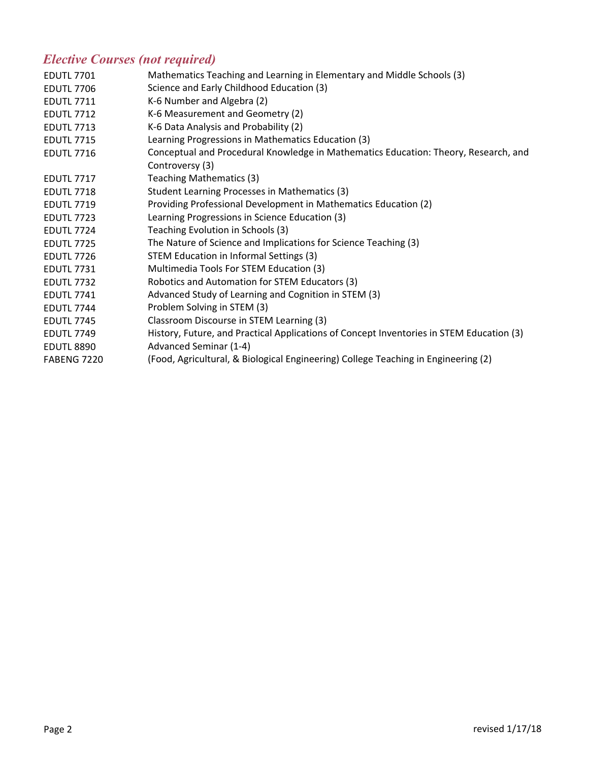## *Elective Courses (not required)*

| | |
|---|---|
| EDUTL 7701 | Mathematics Teaching and Learning in Elementary and Middle Schools (3) |
| EDUTL 7706 | Science and Early Childhood Education (3) |
| EDUTL 7711 | K-6 Number and Algebra (2) |
| EDUTL 7712 | K-6 Measurement and Geometry (2) |
| EDUTL 7713 | K-6 Data Analysis and Probability (2) |
| EDUTL 7715 | Learning Progressions in Mathematics Education (3) |
| EDUTL 7716 | Conceptual and Procedural Knowledge in Mathematics Education: Theory, Research, and Controversy (3) |
| EDUTL 7717 | Teaching Mathematics (3) |
| EDUTL 7718 | Student Learning Processes in Mathematics (3) |
| EDUTL 7719 | Providing Professional Development in Mathematics Education (2) |
| EDUTL 7723 | Learning Progressions in Science Education (3) |
| EDUTL 7724 | Teaching Evolution in Schools (3) |
| EDUTL 7725 | The Nature of Science and Implications for Science Teaching (3) |
| EDUTL 7726 | STEM Education in Informal Settings (3) |
| EDUTL 7731 | Multimedia Tools For STEM Education (3) |
| EDUTL 7732 | Robotics and Automation for STEM Educators (3) |
| EDUTL 7741 | Advanced Study of Learning and Cognition in STEM (3) |
| EDUTL 7744 | Problem Solving in STEM (3) |
| EDUTL 7745 | Classroom Discourse in STEM Learning (3) |
| EDUTL 7749 | History, Future, and Practical Applications of Concept Inventories in STEM Education (3) |
| EDUTL 8890 | Advanced Seminar (1-4) |
| FABENG 7220 | (Food, Agricultural, & Biological Engineering) College Teaching in Engineering (2) |

revised 1/17/18